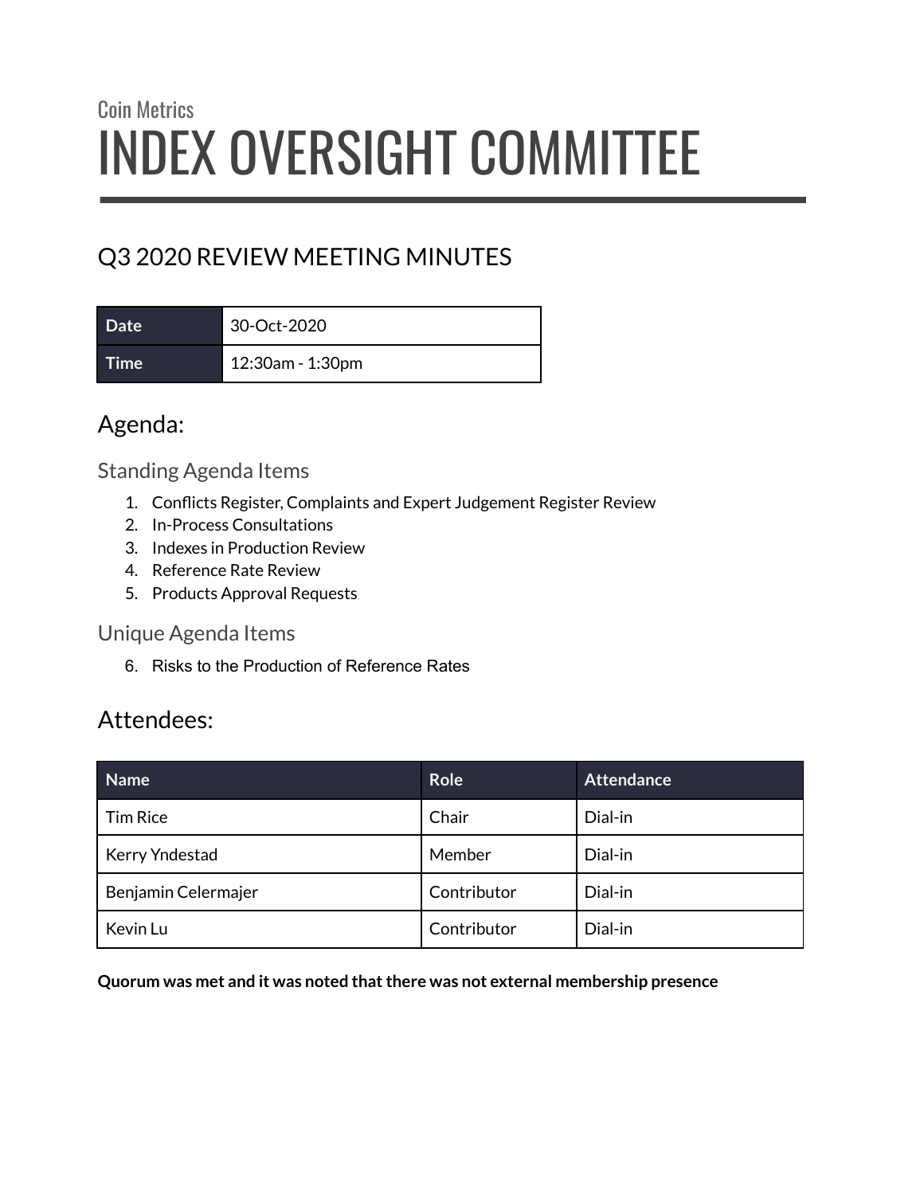Coin Metrics

# INDEX OVERSIGHT COMMITTEE

## Q3 2020 REVIEW MEETING MINUTES

| Date | 30-Oct-2020 |
|---|---|
| Time | 12:30am - 1:30pm |

## Agenda:

### Standing Agenda Items

1. Conflicts Register, Complaints and Expert Judgement Register Review
2. In-Process Consultations
3. Indexes in Production Review
4. Reference Rate Review
5. Products Approval Requests

### Unique Agenda Items

6. Risks to the Production of Reference Rates

## Attendees:

| Name | Role | Attendance |
|---|---|---|
| Tim Rice | Chair | Dial-in |
| Kerry Yndestad | Member | Dial-in |
| Benjamin Celermajer | Contributor | Dial-in |
| Kevin Lu | Contributor | Dial-in |

**Quorum was met and it was noted that there was not external membership presence**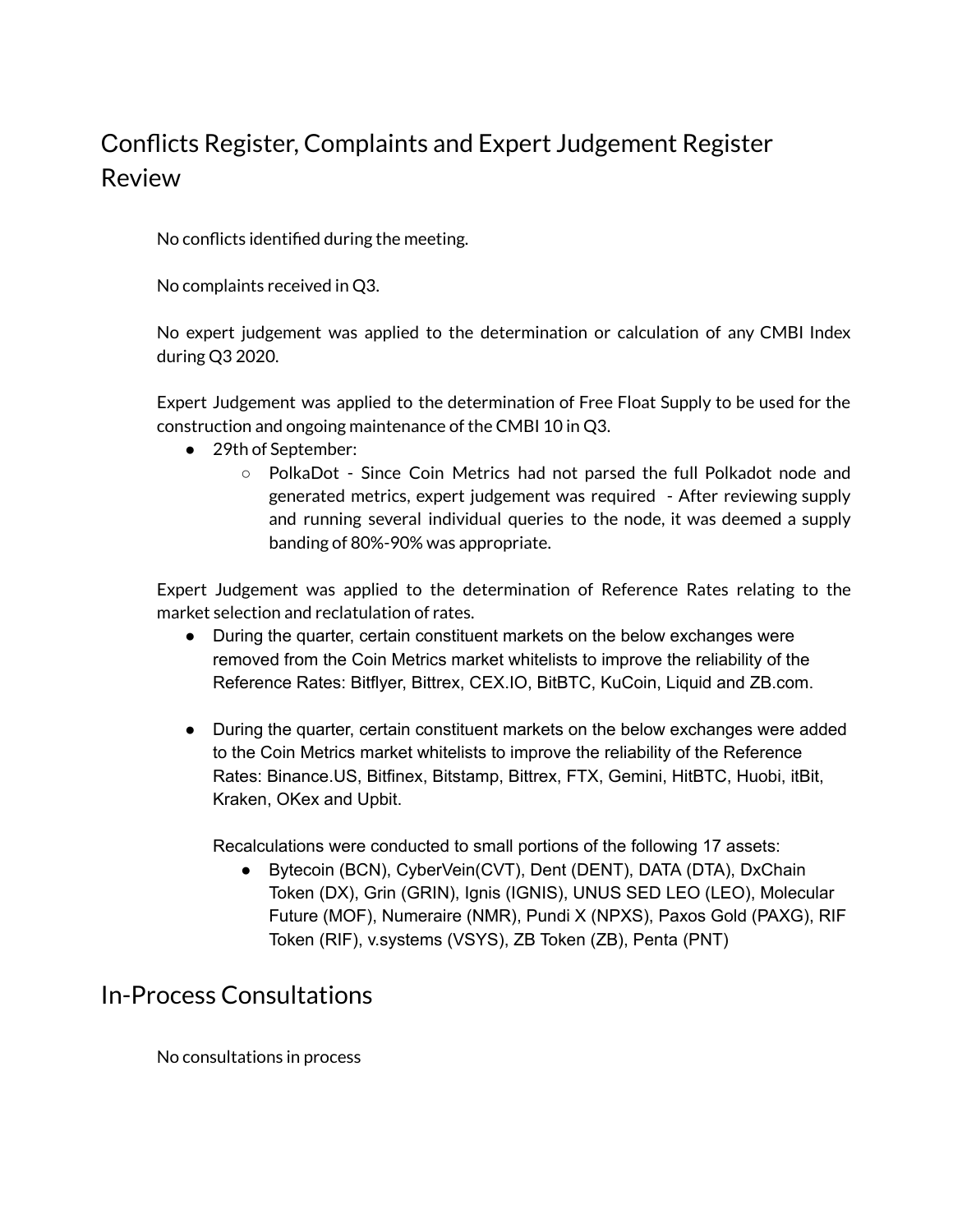## Conflicts Register, Complaints and Expert Judgement Register Review

No conflicts identified during the meeting.

No complaints received in Q3.

No expert judgement was applied to the determination or calculation of any CMBI Index during Q3 2020.

Expert Judgement was applied to the determination of Free Float Supply to be used for the construction and ongoing maintenance of the CMBI 10 in Q3.

- 29th of September:
  - PolkaDot - Since Coin Metrics had not parsed the full Polkadot node and generated metrics, expert judgement was required - After reviewing supply and running several individual queries to the node, it was deemed a supply banding of 80%-90% was appropriate.

Expert Judgement was applied to the determination of Reference Rates relating to the market selection and reclatulation of rates.

- During the quarter, certain constituent markets on the below exchanges were removed from the Coin Metrics market whitelists to improve the reliability of the Reference Rates: Bitflyer, Bittrex, CEX.IO, BitBTC, KuCoin, Liquid and ZB.com.

- During the quarter, certain constituent markets on the below exchanges were added to the Coin Metrics market whitelists to improve the reliability of the Reference Rates: Binance.US, Bitfinex, Bitstamp, Bittrex, FTX, Gemini, HitBTC, Huobi, itBit, Kraken, OKex and Upbit.

  Recalculations were conducted to small portions of the following 17 assets:
  - Bytecoin (BCN), CyberVein(CVT), Dent (DENT), DATA (DTA), DxChain Token (DX), Grin (GRIN), Ignis (IGNIS), UNUS SED LEO (LEO), Molecular Future (MOF), Numeraire (NMR), Pundi X (NPXS), Paxos Gold (PAXG), RIF Token (RIF), v.systems (VSYS), ZB Token (ZB), Penta (PNT)

## In-Process Consultations

No consultations in process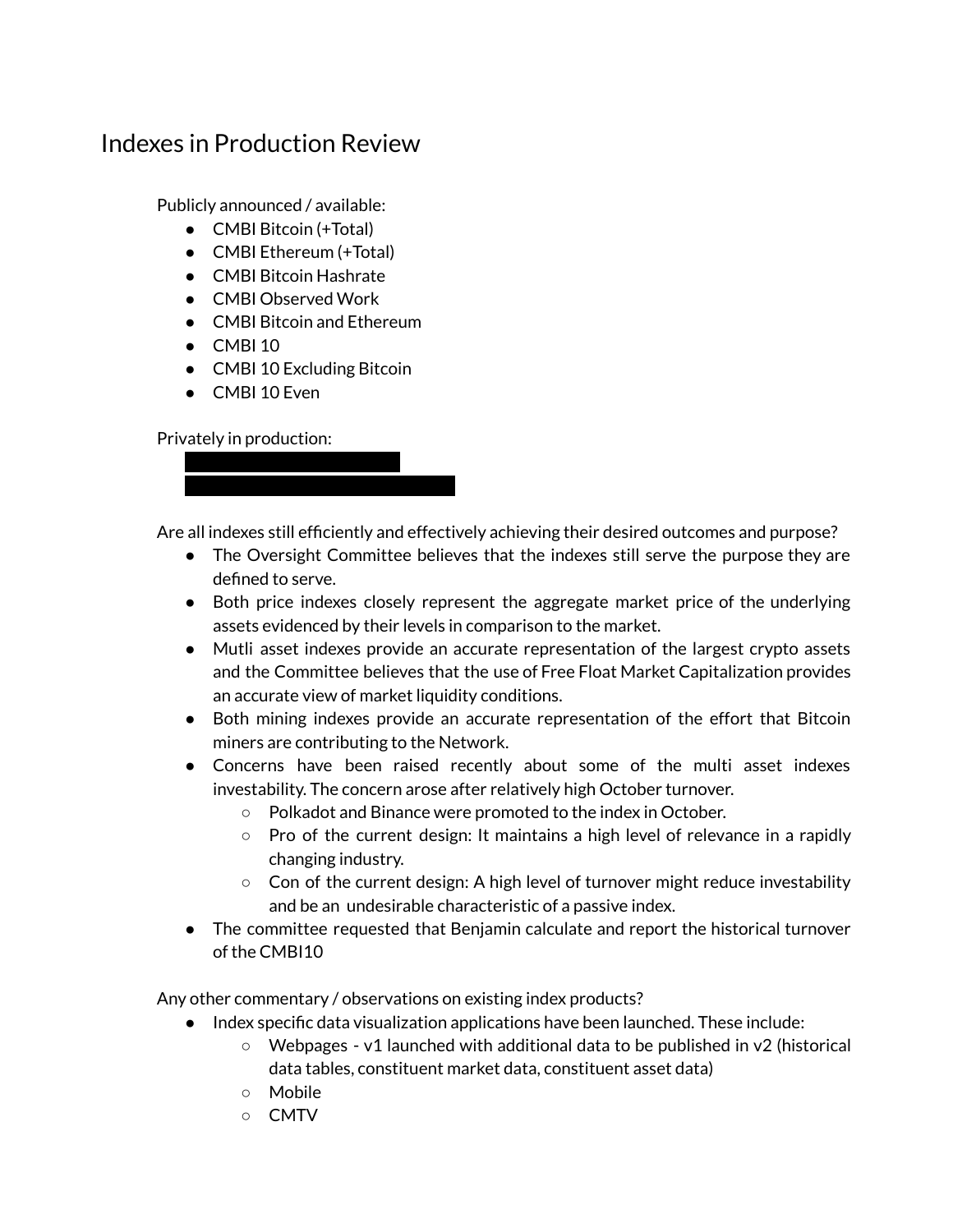# Indexes in Production Review

Publicly announced / available:

- CMBI Bitcoin (+Total)
- CMBI Ethereum (+Total)
- CMBI Bitcoin Hashrate
- CMBI Observed Work
- CMBI Bitcoin and Ethereum
- CMBI 10
- CMBI 10 Excluding Bitcoin
- CMBI 10 Even

Privately in production:

Are all indexes still efficiently and effectively achieving their desired outcomes and purpose?

- The Oversight Committee believes that the indexes still serve the purpose they are defined to serve.
- Both price indexes closely represent the aggregate market price of the underlying assets evidenced by their levels in comparison to the market.
- Mutli asset indexes provide an accurate representation of the largest crypto assets and the Committee believes that the use of Free Float Market Capitalization provides an accurate view of market liquidity conditions.
- Both mining indexes provide an accurate representation of the effort that Bitcoin miners are contributing to the Network.
- Concerns have been raised recently about some of the multi asset indexes investability. The concern arose after relatively high October turnover.
  - Polkadot and Binance were promoted to the index in October.
  - Pro of the current design: It maintains a high level of relevance in a rapidly changing industry.
  - Con of the current design: A high level of turnover might reduce investability and be an undesirable characteristic of a passive index.
- The committee requested that Benjamin calculate and report the historical turnover of the CMBI10

Any other commentary / observations on existing index products?

- Index specific data visualization applications have been launched. These include:
  - Webpages - v1 launched with additional data to be published in v2 (historical data tables, constituent market data, constituent asset data)
  - Mobile
  - CMTV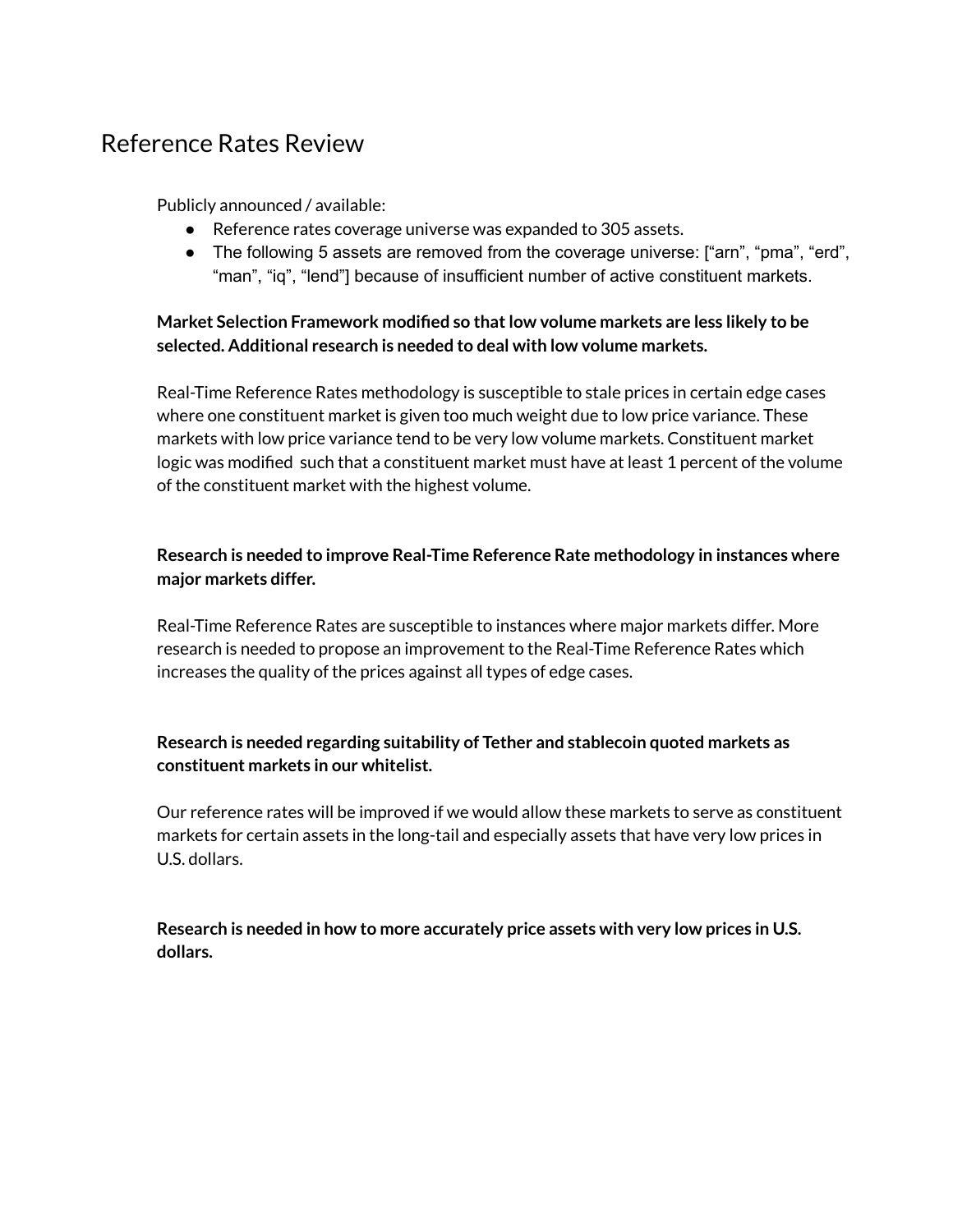# Reference Rates Review

Publicly announced / available:

- Reference rates coverage universe was expanded to 305 assets.
- The following 5 assets are removed from the coverage universe: [“arn”, “pma”, “erd”, “man”, “iq”, “lend”] because of insufficient number of active constituent markets.

**Market Selection Framework modified so that low volume markets are less likely to be selected. Additional research is needed to deal with low volume markets.**

Real-Time Reference Rates methodology is susceptible to stale prices in certain edge cases where one constituent market is given too much weight due to low price variance. These markets with low price variance tend to be very low volume markets. Constituent market logic was modified such that a constituent market must have at least 1 percent of the volume of the constituent market with the highest volume.

**Research is needed to improve Real-Time Reference Rate methodology in instances where major markets differ.**

Real-Time Reference Rates are susceptible to instances where major markets differ. More research is needed to propose an improvement to the Real-Time Reference Rates which increases the quality of the prices against all types of edge cases.

**Research is needed regarding suitability of Tether and stablecoin quoted markets as constituent markets in our whitelist.**

Our reference rates will be improved if we would allow these markets to serve as constituent markets for certain assets in the long-tail and especially assets that have very low prices in U.S. dollars.

**Research is needed in how to more accurately price assets with very low prices in U.S. dollars.**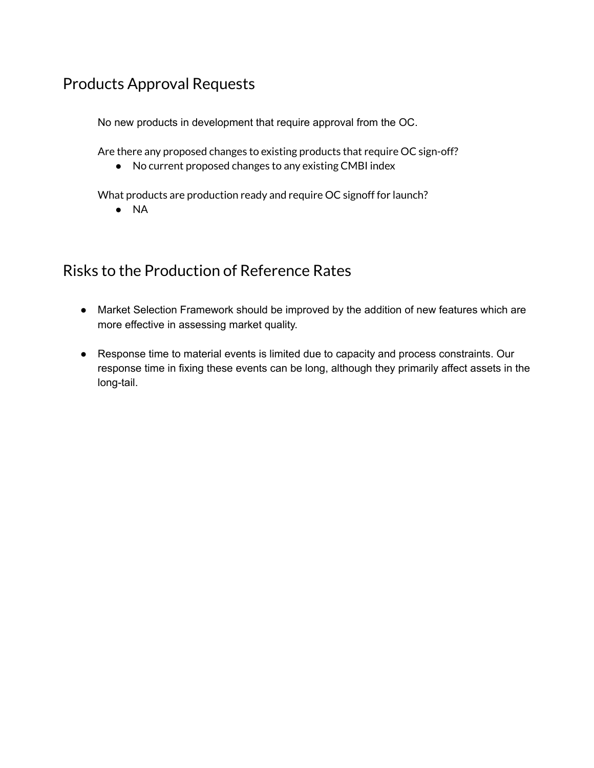## Products Approval Requests

No new products in development that require approval from the OC.

Are there any proposed changes to existing products that require OC sign-off?

- No current proposed changes to any existing CMBI index

What products are production ready and require OC signoff for launch?

- NA

## Risks to the Production of Reference Rates

- Market Selection Framework should be improved by the addition of new features which are more effective in assessing market quality.
- Response time to material events is limited due to capacity and process constraints. Our response time in fixing these events can be long, although they primarily affect assets in the long-tail.